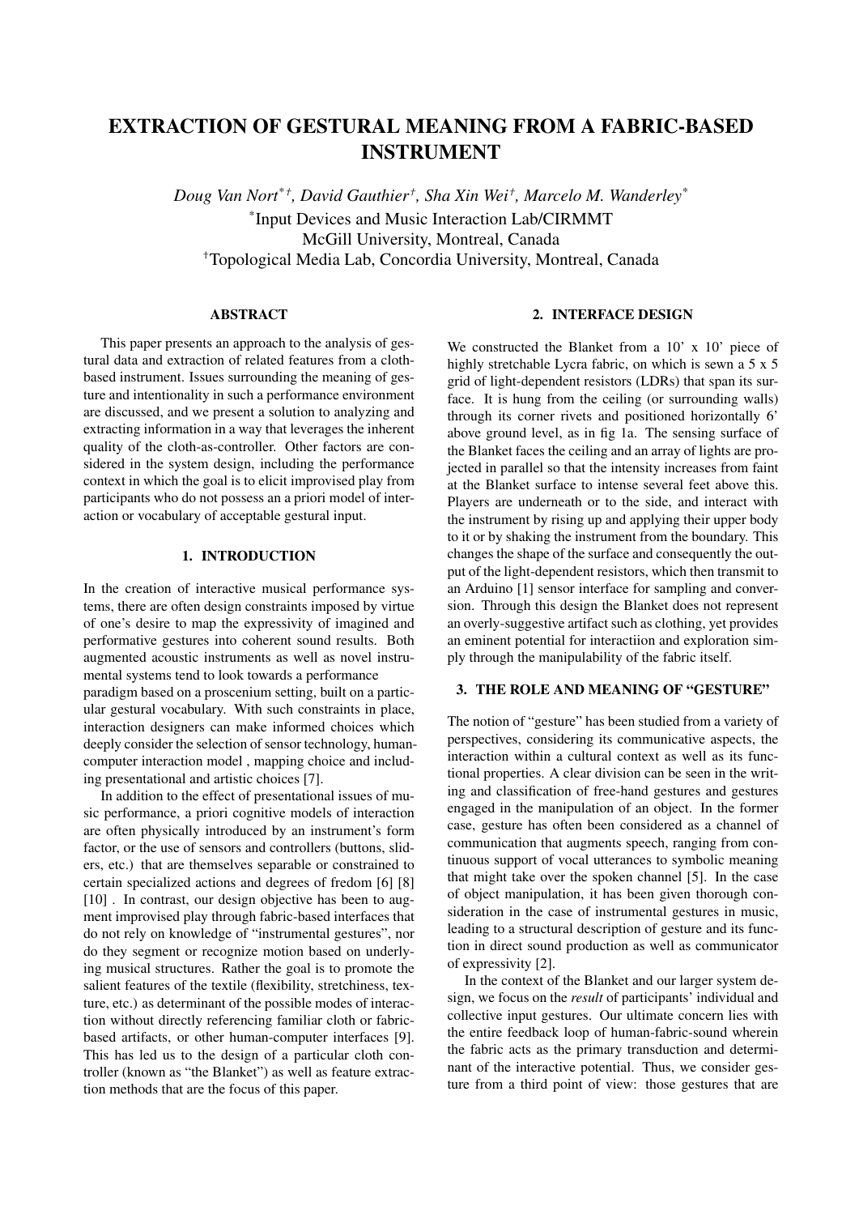# EXTRACTION OF GESTURAL MEANING FROM A FABRIC-BASED INSTRUMENT

*Doug Van Nort*[*†], *David Gauthier*[†], *Sha Xin Wei*[†], *Marcelo M. Wanderley*[*]

[*]Input Devices and Music Interaction Lab/CIRMMT
McGill University, Montreal, Canada
[†]Topological Media Lab, Concordia University, Montreal, Canada

## ABSTRACT

This paper presents an approach to the analysis of gestural data and extraction of related features from a cloth-based instrument. Issues surrounding the meaning of gesture and intentionality in such a performance environment are discussed, and we present a solution to analyzing and extracting information in a way that leverages the inherent quality of the cloth-as-controller. Other factors are considered in the system design, including the performance context in which the goal is to elicit improvised play from participants who do not possess an a priori model of interaction or vocabulary of acceptable gestural input.

## 1. INTRODUCTION

In the creation of interactive musical performance systems, there are often design constraints imposed by virtue of one's desire to map the expressivity of imagined and performative gestures into coherent sound results. Both augmented acoustic instruments as well as novel instrumental systems tend to look towards a performance paradigm based on a proscenium setting, built on a particular gestural vocabulary. With such constraints in place, interaction designers can make informed choices which deeply consider the selection of sensor technology, human-computer interaction model , mapping choice and including presentational and artistic choices [7].

In addition to the effect of presentational issues of music performance, a priori cognitive models of interaction are often physically introduced by an instrument's form factor, or the use of sensors and controllers (buttons, sliders, etc.) that are themselves separable or constrained to certain specialized actions and degrees of fredom [6] [8] [10] . In contrast, our design objective has been to augment improvised play through fabric-based interfaces that do not rely on knowledge of "instrumental gestures", nor do they segment or recognize motion based on underlying musical structures. Rather the goal is to promote the salient features of the textile (flexibility, stretchiness, texture, etc.) as determinant of the possible modes of interaction without directly referencing familiar cloth or fabric-based artifacts, or other human-computer interfaces [9]. This has led us to the design of a particular cloth controller (known as "the Blanket") as well as feature extraction methods that are the focus of this paper.

## 2. INTERFACE DESIGN

We constructed the Blanket from a 10' x 10' piece of highly stretchable Lycra fabric, on which is sewn a 5 x 5 grid of light-dependent resistors (LDRs) that span its surface. It is hung from the ceiling (or surrounding walls) through its corner rivets and positioned horizontally 6' above ground level, as in fig 1a. The sensing surface of the Blanket faces the ceiling and an array of lights are projected in parallel so that the intensity increases from faint at the Blanket surface to intense several feet above this. Players are underneath or to the side, and interact with the instrument by rising up and applying their upper body to it or by shaking the instrument from the boundary. This changes the shape of the surface and consequently the output of the light-dependent resistors, which then transmit to an Arduino [1] sensor interface for sampling and conversion. Through this design the Blanket does not represent an overly-suggestive artifact such as clothing, yet provides an eminent potential for interactiion and exploration simply through the manipulability of the fabric itself.

## 3. THE ROLE AND MEANING OF "GESTURE"

The notion of "gesture" has been studied from a variety of perspectives, considering its communicative aspects, the interaction within a cultural context as well as its functional properties. A clear division can be seen in the writing and classification of free-hand gestures and gestures engaged in the manipulation of an object. In the former case, gesture has often been considered as a channel of communication that augments speech, ranging from continuous support of vocal utterances to symbolic meaning that might take over the spoken channel [5]. In the case of object manipulation, it has been given thorough consideration in the case of instrumental gestures in music, leading to a structural description of gesture and its function in direct sound production as well as communicator of expressivity [2].

In the context of the Blanket and our larger system design, we focus on the *result* of participants' individual and collective input gestures. Our ultimate concern lies with the entire feedback loop of human-fabric-sound wherein the fabric acts as the primary transduction and determinant of the interactive potential. Thus, we consider gesture from a third point of view: those gestures that are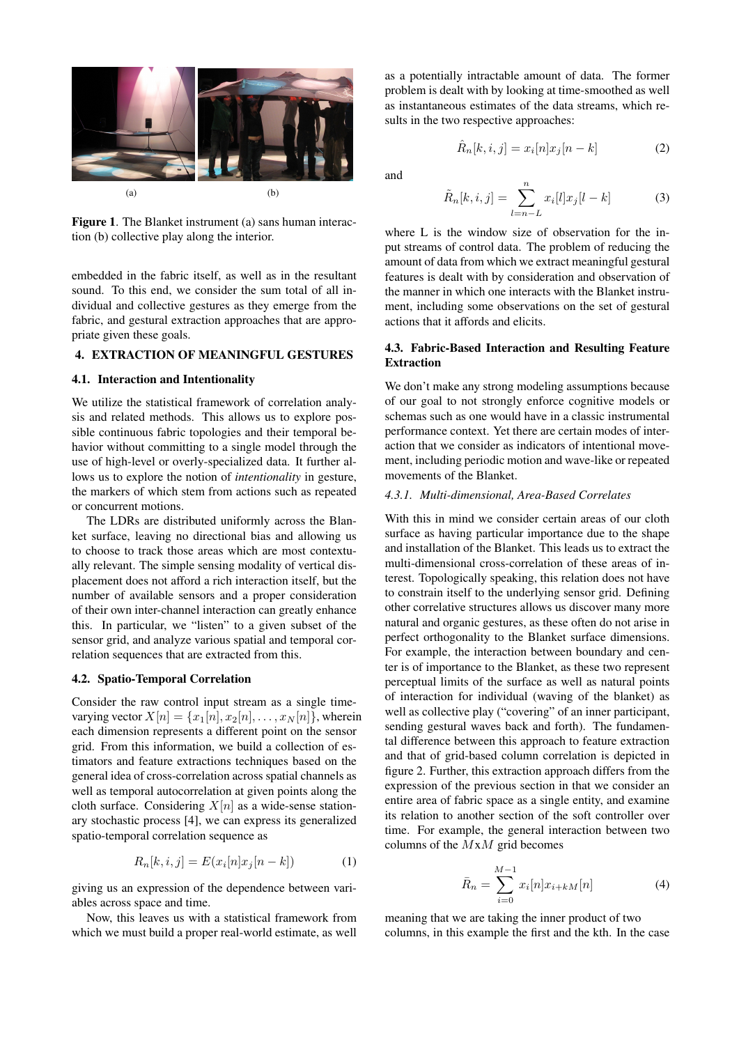(a) (b)

**Figure 1**. The Blanket instrument (a) sans human interaction (b) collective play along the interior.

embedded in the fabric itself, as well as in the resultant sound. To this end, we consider the sum total of all individual and collective gestures as they emerge from the fabric, and gestural extraction approaches that are appropriate given these goals.

## 4. EXTRACTION OF MEANINGFUL GESTURES

### 4.1. Interaction and Intentionality

We utilize the statistical framework of correlation analysis and related methods. This allows us to explore possible continuous fabric topologies and their temporal behavior without committing to a single model through the use of high-level or overly-specialized data. It further allows us to explore the notion of *intentionality* in gesture, the markers of which stem from actions such as repeated or concurrent motions.

The LDRs are distributed uniformly across the Blanket surface, leaving no directional bias and allowing us to choose to track those areas which are most contextually relevant. The simple sensing modality of vertical displacement does not afford a rich interaction itself, but the number of available sensors and a proper consideration of their own inter-channel interaction can greatly enhance this. In particular, we "listen" to a given subset of the sensor grid, and analyze various spatial and temporal correlation sequences that are extracted from this.

### 4.2. Spatio-Temporal Correlation

Consider the raw control input stream as a single time-varying vector $X[n] = \{x_1[n], x_2[n], \ldots, x_N[n]\}$, wherein each dimension represents a different point on the sensor grid. From this information, we build a collection of estimators and feature extractions techniques based on the general idea of cross-correlation across spatial channels as well as temporal autocorrelation at given points along the cloth surface. Considering $X[n]$ as a wide-sense stationary stochastic process [4], we can express its generalized spatio-temporal correlation sequence as

$$R_n[k, i, j] = E(x_i[n]x_j[n-k]) \tag{1}$$

giving us an expression of the dependence between variables across space and time.

Now, this leaves us with a statistical framework from which we must build a proper real-world estimate, as well as a potentially intractable amount of data. The former problem is dealt with by looking at time-smoothed as well as instantaneous estimates of the data streams, which results in the two respective approaches:

$$\hat{R}_n[k, i, j] = x_i[n]x_j[n-k] \tag{2}$$

and

$$\tilde{R}_n[k, i, j] = \sum_{l=n-L}^{n} x_i[l]x_j[l-k] \tag{3}$$

where L is the window size of observation for the input streams of control data. The problem of reducing the amount of data from which we extract meaningful gestural features is dealt with by consideration and observation of the manner in which one interacts with the Blanket instrument, including some observations on the set of gestural actions that it affords and elicits.

### 4.3. Fabric-Based Interaction and Resulting Feature Extraction

We don't make any strong modeling assumptions because of our goal to not strongly enforce cognitive models or schemas such as one would have in a classic instrumental performance context. Yet there are certain modes of interaction that we consider as indicators of intentional movement, including periodic motion and wave-like or repeated movements of the Blanket.

#### *4.3.1. Multi-dimensional, Area-Based Correlates*

With this in mind we consider certain areas of our cloth surface as having particular importance due to the shape and installation of the Blanket. This leads us to extract the multi-dimensional cross-correlation of these areas of interest. Topologically speaking, this relation does not have to constrain itself to the underlying sensor grid. Defining other correlative structures allows us discover many more natural and organic gestures, as these often do not arise in perfect orthogonality to the Blanket surface dimensions. For example, the interaction between boundary and center is of importance to the Blanket, as these two represent perceptual limits of the surface as well as natural points of interaction for individual (waving of the blanket) as well as collective play ("covering" of an inner participant, sending gestural waves back and forth). The fundamental difference between this approach to feature extraction and that of grid-based column correlation is depicted in figure 2. Further, this extraction approach differs from the expression of the previous section in that we consider an entire area of fabric space as a single entity, and examine its relation to another section of the soft controller over time. For example, the general interaction between two columns of the $M$x$M$ grid becomes

$$\bar{R}_n = \sum_{i=0}^{M-1} x_i[n]x_{i+kM}[n] \tag{4}$$

meaning that we are taking the inner product of two columns, in this example the first and the kth. In the case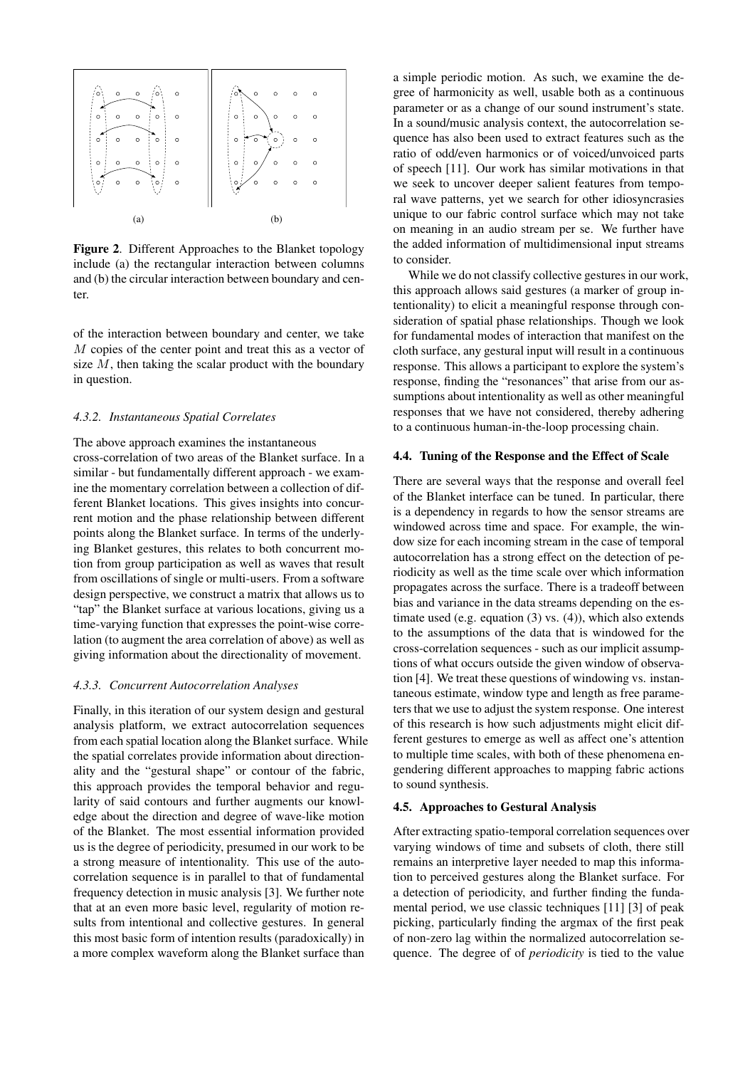Figure 2. Different Approaches to the Blanket topology include (a) the rectangular interaction between columns and (b) the circular interaction between boundary and center.

of the interaction between boundary and center, we take $M$ copies of the center point and treat this as a vector of size $M$, then taking the scalar product with the boundary in question.

#### 4.3.2. Instantaneous Spatial Correlates

The above approach examines the instantaneous cross-correlation of two areas of the Blanket surface. In a similar - but fundamentally different approach - we examine the momentary correlation between a collection of different Blanket locations. This gives insights into concurrent motion and the phase relationship between different points along the Blanket surface. In terms of the underlying Blanket gestures, this relates to both concurrent motion from group participation as well as waves that result from oscillations of single or multi-users. From a software design perspective, we construct a matrix that allows us to "tap" the Blanket surface at various locations, giving us a time-varying function that expresses the point-wise correlation (to augment the area correlation of above) as well as giving information about the directionality of movement.

#### 4.3.3. Concurrent Autocorrelation Analyses

Finally, in this iteration of our system design and gestural analysis platform, we extract autocorrelation sequences from each spatial location along the Blanket surface. While the spatial correlates provide information about directionality and the "gestural shape" or contour of the fabric, this approach provides the temporal behavior and regularity of said contours and further augments our knowledge about the direction and degree of wave-like motion of the Blanket. The most essential information provided us is the degree of periodicity, presumed in our work to be a strong measure of intentionality. This use of the autocorrelation sequence is in parallel to that of fundamental frequency detection in music analysis [3]. We further note that at an even more basic level, regularity of motion results from intentional and collective gestures. In general this most basic form of intention results (paradoxically) in a more complex waveform along the Blanket surface than a simple periodic motion. As such, we examine the degree of harmonicity as well, usable both as a continuous parameter or as a change of our sound instrument's state. In a sound/music analysis context, the autocorrelation sequence has also been used to extract features such as the ratio of odd/even harmonics or of voiced/unvoiced parts of speech [11]. Our work has similar motivations in that we seek to uncover deeper salient features from temporal wave patterns, yet we search for other idiosyncrasies unique to our fabric control surface which may not take on meaning in an audio stream per se. We further have the added information of multidimensional input streams to consider.

While we do not classify collective gestures in our work, this approach allows said gestures (a marker of group intentionality) to elicit a meaningful response through consideration of spatial phase relationships. Though we look for fundamental modes of interaction that manifest on the cloth surface, any gestural input will result in a continuous response. This allows a participant to explore the system's response, finding the "resonances" that arise from our assumptions about intentionality as well as other meaningful responses that we have not considered, thereby adhering to a continuous human-in-the-loop processing chain.

### 4.4. Tuning of the Response and the Effect of Scale

There are several ways that the response and overall feel of the Blanket interface can be tuned. In particular, there is a dependency in regards to how the sensor streams are windowed across time and space. For example, the window size for each incoming stream in the case of temporal autocorrelation has a strong effect on the detection of periodicity as well as the time scale over which information propagates across the surface. There is a tradeoff between bias and variance in the data streams depending on the estimate used (e.g. equation (3) vs. (4)), which also extends to the assumptions of the data that is windowed for the cross-correlation sequences - such as our implicit assumptions of what occurs outside the given window of observation [4]. We treat these questions of windowing vs. instantaneous estimate, window type and length as free parameters that we use to adjust the system response. One interest of this research is how such adjustments might elicit different gestures to emerge as well as affect one's attention to multiple time scales, with both of these phenomena engendering different approaches to mapping fabric actions to sound synthesis.

### 4.5. Approaches to Gestural Analysis

After extracting spatio-temporal correlation sequences over varying windows of time and subsets of cloth, there still remains an interpretive layer needed to map this information to perceived gestures along the Blanket surface. For a detection of periodicity, and further finding the fundamental period, we use classic techniques [11] [3] of peak picking, particularly finding the argmax of the first peak of non-zero lag within the normalized autocorrelation sequence. The degree of of *periodicity* is tied to the value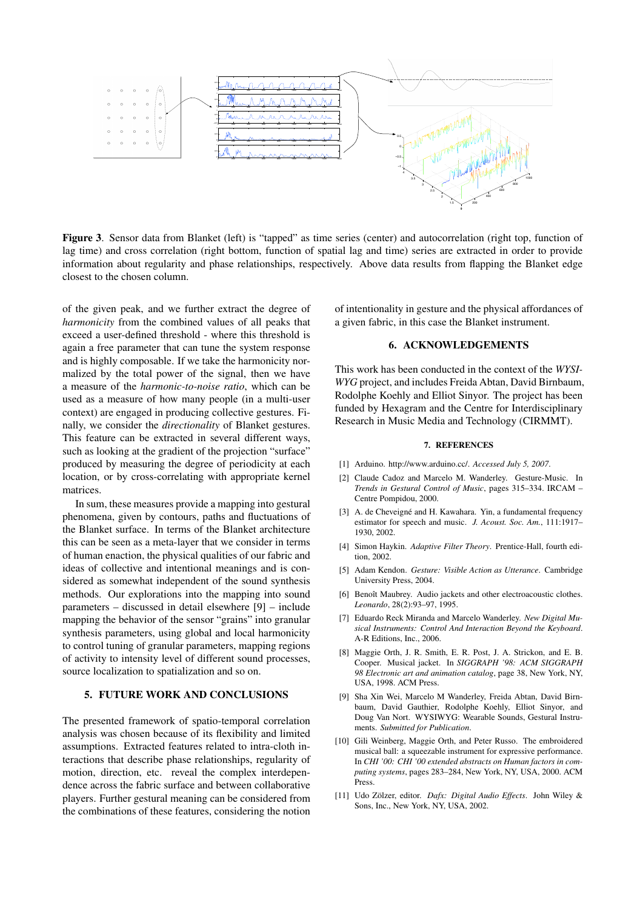**Figure 3**. Sensor data from Blanket (left) is "tapped" as time series (center) and autocorrelation (right top, function of lag time) and cross correlation (right bottom, function of spatial lag and time) series are extracted in order to provide information about regularity and phase relationships, respectively. Above data results from flapping the Blanket edge closest to the chosen column.

of the given peak, and we further extract the degree of *harmonicity* from the combined values of all peaks that exceed a user-defined threshold - where this threshold is again a free parameter that can tune the system response and is highly composable. If we take the harmonicity normalized by the total power of the signal, then we have a measure of the *harmonic-to-noise ratio*, which can be used as a measure of how many people (in a multi-user context) are engaged in producing collective gestures. Finally, we consider the *directionality* of Blanket gestures. This feature can be extracted in several different ways, such as looking at the gradient of the projection "surface" produced by measuring the degree of periodicity at each location, or by cross-correlating with appropriate kernel matrices.

In sum, these measures provide a mapping into gestural phenomena, given by contours, paths and fluctuations of the Blanket surface. In terms of the Blanket architecture this can be seen as a meta-layer that we consider in terms of human enaction, the physical qualities of our fabric and ideas of collective and intentional meanings and is considered as somewhat independent of the sound synthesis methods. Our explorations into the mapping into sound parameters – discussed in detail elsewhere [9] – include mapping the behavior of the sensor "grains" into granular synthesis parameters, using global and local harmonicity to control tuning of granular parameters, mapping regions of activity to intensity level of different sound processes, source localization to spatialization and so on.

## 5. FUTURE WORK AND CONCLUSIONS

The presented framework of spatio-temporal correlation analysis was chosen because of its flexibility and limited assumptions. Extracted features related to intra-cloth interactions that describe phase relationships, regularity of motion, direction, etc. reveal the complex interdependence across the fabric surface and between collaborative players. Further gestural meaning can be considered from the combinations of these features, considering the notion of intentionality in gesture and the physical affordances of a given fabric, in this case the Blanket instrument.

## 6. ACKNOWLEDGEMENTS

This work has been conducted in the context of the *WYSIWYG* project, and includes Freida Abtan, David Birnbaum, Rodolphe Koehly and Elliot Sinyor. The project has been funded by Hexagram and the Centre for Interdisciplinary Research in Music Media and Technology (CIRMMT).

## 7. REFERENCES

[1] Arduino. http://www.arduino.cc/. *Accessed July 5, 2007*.

[2] Claude Cadoz and Marcelo M. Wanderley. Gesture-Music. In *Trends in Gestural Control of Music*, pages 315–334. IRCAM – Centre Pompidou, 2000.

[3] A. de Cheveigné and H. Kawahara. Yin, a fundamental frequency estimator for speech and music. *J. Acoust. Soc. Am.*, 111:1917–1930, 2002.

[4] Simon Haykin. *Adaptive Filter Theory*. Prentice-Hall, fourth edition, 2002.

[5] Adam Kendon. *Gesture: Visible Action as Utterance*. Cambridge University Press, 2004.

[6] Benoît Maubrey. Audio jackets and other electroacoustic clothes. *Leonardo*, 28(2):93–97, 1995.

[7] Eduardo Reck Miranda and Marcelo Wanderley. *New Digital Musical Instruments: Control And Interaction Beyond the Keyboard*. A-R Editions, Inc., 2006.

[8] Maggie Orth, J. R. Smith, E. R. Post, J. A. Strickon, and E. B. Cooper. Musical jacket. In *SIGGRAPH '98: ACM SIGGRAPH 98 Electronic art and animation catalog*, page 38, New York, NY, USA, 1998. ACM Press.

[9] Sha Xin Wei, Marcelo M Wanderley, Freida Abtan, David Birnbaum, David Gauthier, Rodolphe Koehly, Elliot Sinyor, and Doug Van Nort. WYSIWYG: Wearable Sounds, Gestural Instruments. *Submitted for Publication*.

[10] Gili Weinberg, Maggie Orth, and Peter Russo. The embroidered musical ball: a squeezable instrument for expressive performance. In *CHI '00: CHI '00 extended abstracts on Human factors in computing systems*, pages 283–284, New York, NY, USA, 2000. ACM Press.

[11] Udo Zölzer, editor. *Dafx: Digital Audio Effects*. John Wiley & Sons, Inc., New York, NY, USA, 2002.